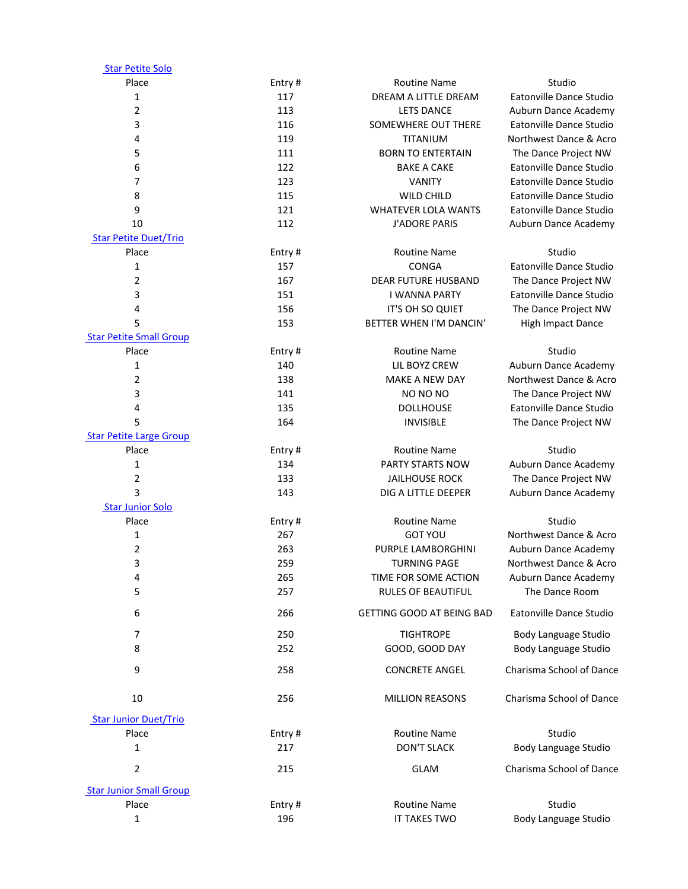## Star Petite Solo

| Place | Entry # | Routine Name | Studio |
|---|---|---|---|
| 1 | 117 | DREAM A LITTLE DREAM | Eatonville Dance Studio |
| 2 | 113 | LETS DANCE | Auburn Dance Academy |
| 3 | 116 | SOMEWHERE OUT THERE | Eatonville Dance Studio |
| 4 | 119 | TITANIUM | Northwest Dance & Acro |
| 5 | 111 | BORN TO ENTERTAIN | The Dance Project NW |
| 6 | 122 | BAKE A CAKE | Eatonville Dance Studio |
| 7 | 123 | VANITY | Eatonville Dance Studio |
| 8 | 115 | WILD CHILD | Eatonville Dance Studio |
| 9 | 121 | WHATEVER LOLA WANTS | Eatonville Dance Studio |
| 10 | 112 | J'ADORE PARIS | Auburn Dance Academy |

## Star Petite Duet/Trio

| Place | Entry # | Routine Name | Studio |
|---|---|---|---|
| 1 | 157 | CONGA | Eatonville Dance Studio |
| 2 | 167 | DEAR FUTURE HUSBAND | The Dance Project NW |
| 3 | 151 | I WANNA PARTY | Eatonville Dance Studio |
| 4 | 156 | IT'S OH SO QUIET | The Dance Project NW |
| 5 | 153 | BETTER WHEN I'M DANCIN' | High Impact Dance |

## Star Petite Small Group

| Place | Entry # | Routine Name | Studio |
|---|---|---|---|
| 1 | 140 | LIL BOYZ CREW | Auburn Dance Academy |
| 2 | 138 | MAKE A NEW DAY | Northwest Dance & Acro |
| 3 | 141 | NO NO NO | The Dance Project NW |
| 4 | 135 | DOLLHOUSE | Eatonville Dance Studio |
| 5 | 164 | INVISIBLE | The Dance Project NW |

## Star Petite Large Group

| Place | Entry # | Routine Name | Studio |
|---|---|---|---|
| 1 | 134 | PARTY STARTS NOW | Auburn Dance Academy |
| 2 | 133 | JAILHOUSE ROCK | The Dance Project NW |
| 3 | 143 | DIG A LITTLE DEEPER | Auburn Dance Academy |

## Star Junior Solo

| Place | Entry # | Routine Name | Studio |
|---|---|---|---|
| 1 | 267 | GOT YOU | Northwest Dance & Acro |
| 2 | 263 | PURPLE LAMBORGHINI | Auburn Dance Academy |
| 3 | 259 | TURNING PAGE | Northwest Dance & Acro |
| 4 | 265 | TIME FOR SOME ACTION | Auburn Dance Academy |
| 5 | 257 | RULES OF BEAUTIFUL | The Dance Room |
| 6 | 266 | GETTING GOOD AT BEING BAD | Eatonville Dance Studio |
| 7 | 250 | TIGHTROPE | Body Language Studio |
| 8 | 252 | GOOD, GOOD DAY | Body Language Studio |
| 9 | 258 | CONCRETE ANGEL | Charisma School of Dance |
| 10 | 256 | MILLION REASONS | Charisma School of Dance |

## Star Junior Duet/Trio

| Place | Entry # | Routine Name | Studio |
|---|---|---|---|
| 1 | 217 | DON'T SLACK | Body Language Studio |
| 2 | 215 | GLAM | Charisma School of Dance |

## Star Junior Small Group

| Place | Entry # | Routine Name | Studio |
|---|---|---|---|
| 1 | 196 | IT TAKES TWO | Body Language Studio |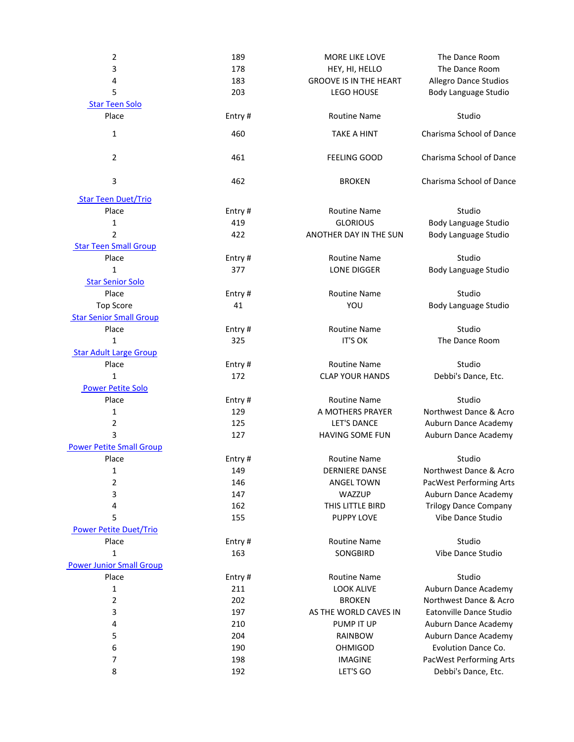| Place | Entry # | Routine Name | Studio |
|---|---|---|---|
| 2 | 189 | MORE LIKE LOVE | The Dance Room |
| 3 | 178 | HEY, HI, HELLO | The Dance Room |
| 4 | 183 | GROOVE IS IN THE HEART | Allegro Dance Studios |
| 5 | 203 | LEGO HOUSE | Body Language Studio |

### Star Teen Solo

| Place | Entry # | Routine Name | Studio |
|---|---|---|---|
| 1 | 460 | TAKE A HINT | Charisma School of Dance |
| 2 | 461 | FEELING GOOD | Charisma School of Dance |
| 3 | 462 | BROKEN | Charisma School of Dance |

### Star Teen Duet/Trio

| Place | Entry # | Routine Name | Studio |
|---|---|---|---|
| 1 | 419 | GLORIOUS | Body Language Studio |
| 2 | 422 | ANOTHER DAY IN THE SUN | Body Language Studio |

### Star Teen Small Group

| Place | Entry # | Routine Name | Studio |
|---|---|---|---|
| 1 | 377 | LONE DIGGER | Body Language Studio |

### Star Senior Solo

| Place | Entry # | Routine Name | Studio |
|---|---|---|---|
| Top Score | 41 | YOU | Body Language Studio |

### Star Senior Small Group

| Place | Entry # | Routine Name | Studio |
|---|---|---|---|
| 1 | 325 | IT'S OK | The Dance Room |

### Star Adult Large Group

| Place | Entry # | Routine Name | Studio |
|---|---|---|---|
| 1 | 172 | CLAP YOUR HANDS | Debbi's Dance, Etc. |

### Power Petite Solo

| Place | Entry # | Routine Name | Studio |
|---|---|---|---|
| 1 | 129 | A MOTHERS PRAYER | Northwest Dance & Acro |
| 2 | 125 | LET'S DANCE | Auburn Dance Academy |
| 3 | 127 | HAVING SOME FUN | Auburn Dance Academy |

### Power Petite Small Group

| Place | Entry # | Routine Name | Studio |
|---|---|---|---|
| 1 | 149 | DERNIERE DANSE | Northwest Dance & Acro |
| 2 | 146 | ANGEL TOWN | PacWest Performing Arts |
| 3 | 147 | WAZZUP | Auburn Dance Academy |
| 4 | 162 | THIS LITTLE BIRD | Trilogy Dance Company |
| 5 | 155 | PUPPY LOVE | Vibe Dance Studio |

### Power Petite Duet/Trio

| Place | Entry # | Routine Name | Studio |
|---|---|---|---|
| 1 | 163 | SONGBIRD | Vibe Dance Studio |

### Power Junior Small Group

| Place | Entry # | Routine Name | Studio |
|---|---|---|---|
| 1 | 211 | LOOK ALIVE | Auburn Dance Academy |
| 2 | 202 | BROKEN | Northwest Dance & Acro |
| 3 | 197 | AS THE WORLD CAVES IN | Eatonville Dance Studio |
| 4 | 210 | PUMP IT UP | Auburn Dance Academy |
| 5 | 204 | RAINBOW | Auburn Dance Academy |
| 6 | 190 | OHMIGOD | Evolution Dance Co. |
| 7 | 198 | IMAGINE | PacWest Performing Arts |
| 8 | 192 | LET'S GO | Debbi's Dance, Etc. |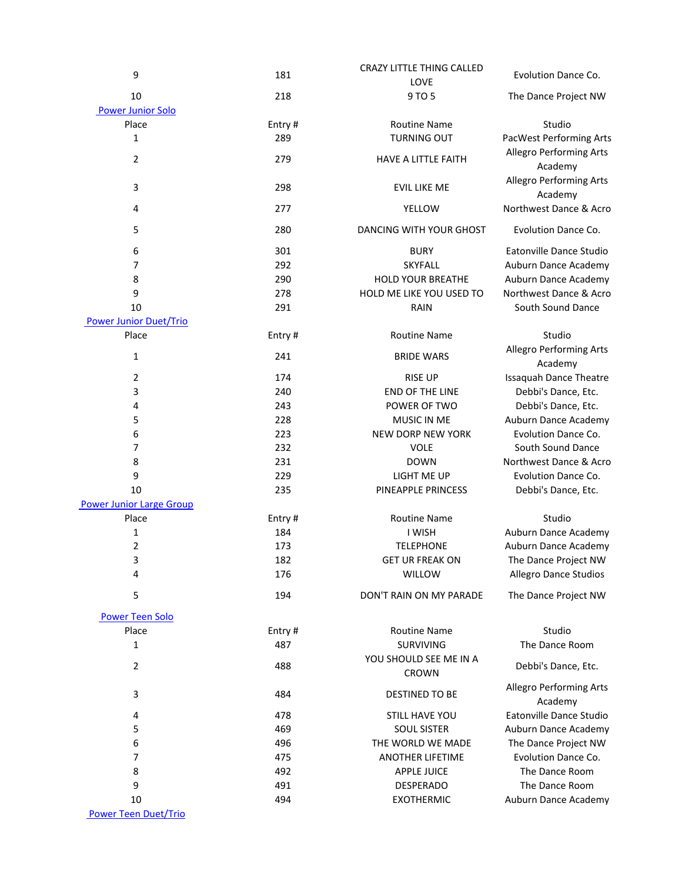| Place | Entry # | Routine Name | Studio |
|---|---|---|---|
| 9 | 181 | CRAZY LITTLE THING CALLED LOVE | Evolution Dance Co. |
| 10 | 218 | 9 TO 5 | The Dance Project NW |

[Power Junior Solo]

| Place | Entry # | Routine Name | Studio |
|---|---|---|---|
| 1 | 289 | TURNING OUT | PacWest Performing Arts |
| 2 | 279 | HAVE A LITTLE FAITH | Allegro Performing Arts Academy |
| 3 | 298 | EVIL LIKE ME | Allegro Performing Arts Academy |
| 4 | 277 | YELLOW | Northwest Dance & Acro |
| 5 | 280 | DANCING WITH YOUR GHOST | Evolution Dance Co. |
| 6 | 301 | BURY | Eatonville Dance Studio |
| 7 | 292 | SKYFALL | Auburn Dance Academy |
| 8 | 290 | HOLD YOUR BREATHE | Auburn Dance Academy |
| 9 | 278 | HOLD ME LIKE YOU USED TO | Northwest Dance & Acro |
| 10 | 291 | RAIN | South Sound Dance |

[Power Junior Duet/Trio]

| Place | Entry # | Routine Name | Studio |
|---|---|---|---|
| 1 | 241 | BRIDE WARS | Allegro Performing Arts Academy |
| 2 | 174 | RISE UP | Issaquah Dance Theatre |
| 3 | 240 | END OF THE LINE | Debbi's Dance, Etc. |
| 4 | 243 | POWER OF TWO | Debbi's Dance, Etc. |
| 5 | 228 | MUSIC IN ME | Auburn Dance Academy |
| 6 | 223 | NEW DORP NEW YORK | Evolution Dance Co. |
| 7 | 232 | VOLE | South Sound Dance |
| 8 | 231 | DOWN | Northwest Dance & Acro |
| 9 | 229 | LIGHT ME UP | Evolution Dance Co. |
| 10 | 235 | PINEAPPLE PRINCESS | Debbi's Dance, Etc. |

[Power Junior Large Group]

| Place | Entry # | Routine Name | Studio |
|---|---|---|---|
| 1 | 184 | I WISH | Auburn Dance Academy |
| 2 | 173 | TELEPHONE | Auburn Dance Academy |
| 3 | 182 | GET UR FREAK ON | The Dance Project NW |
| 4 | 176 | WILLOW | Allegro Dance Studios |
| 5 | 194 | DON'T RAIN ON MY PARADE | The Dance Project NW |

[Power Teen Solo]

| Place | Entry # | Routine Name | Studio |
|---|---|---|---|
| 1 | 487 | SURVIVING | The Dance Room |
| 2 | 488 | YOU SHOULD SEE ME IN A CROWN | Debbi's Dance, Etc. |
| 3 | 484 | DESTINED TO BE | Allegro Performing Arts Academy |
| 4 | 478 | STILL HAVE YOU | Eatonville Dance Studio |
| 5 | 469 | SOUL SISTER | Auburn Dance Academy |
| 6 | 496 | THE WORLD WE MADE | The Dance Project NW |
| 7 | 475 | ANOTHER LIFETIME | Evolution Dance Co. |
| 8 | 492 | APPLE JUICE | The Dance Room |
| 9 | 491 | DESPERADO | The Dance Room |
| 10 | 494 | EXOTHERMIC | Auburn Dance Academy |

[Power Teen Duet/Trio]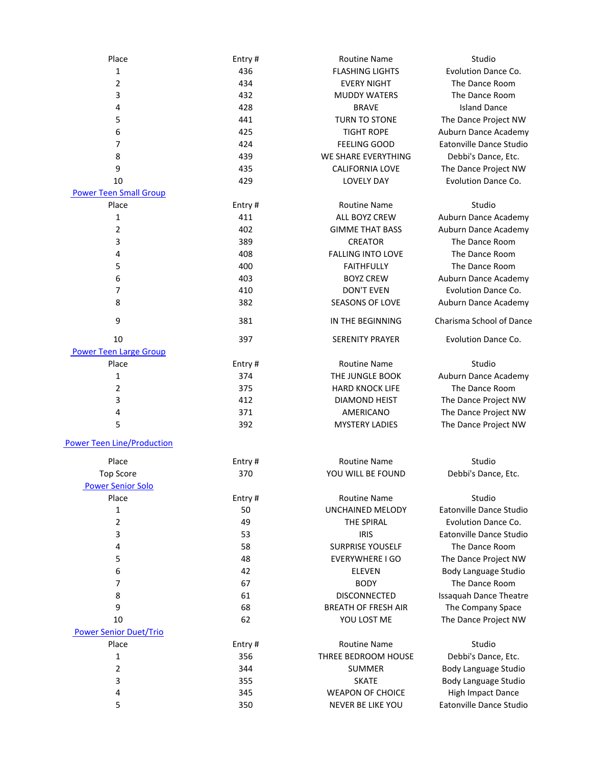| Place | Entry # | Routine Name | Studio |
|---|---|---|---|
| 1 | 436 | FLASHING LIGHTS | Evolution Dance Co. |
| 2 | 434 | EVERY NIGHT | The Dance Room |
| 3 | 432 | MUDDY WATERS | The Dance Room |
| 4 | 428 | BRAVE | Island Dance |
| 5 | 441 | TURN TO STONE | The Dance Project NW |
| 6 | 425 | TIGHT ROPE | Auburn Dance Academy |
| 7 | 424 | FEELING GOOD | Eatonville Dance Studio |
| 8 | 439 | WE SHARE EVERYTHING | Debbi's Dance, Etc. |
| 9 | 435 | CALIFORNIA LOVE | The Dance Project NW |
| 10 | 429 | LOVELY DAY | Evolution Dance Co. |

Power Teen Small Group

| Place | Entry # | Routine Name | Studio |
|---|---|---|---|
| 1 | 411 | ALL BOYZ CREW | Auburn Dance Academy |
| 2 | 402 | GIMME THAT BASS | Auburn Dance Academy |
| 3 | 389 | CREATOR | The Dance Room |
| 4 | 408 | FALLING INTO LOVE | The Dance Room |
| 5 | 400 | FAITHFULLY | The Dance Room |
| 6 | 403 | BOYZ CREW | Auburn Dance Academy |
| 7 | 410 | DON'T EVEN | Evolution Dance Co. |
| 8 | 382 | SEASONS OF LOVE | Auburn Dance Academy |
| 9 | 381 | IN THE BEGINNING | Charisma School of Dance |
| 10 | 397 | SERENITY PRAYER | Evolution Dance Co. |

Power Teen Large Group

| Place | Entry # | Routine Name | Studio |
|---|---|---|---|
| 1 | 374 | THE JUNGLE BOOK | Auburn Dance Academy |
| 2 | 375 | HARD KNOCK LIFE | The Dance Room |
| 3 | 412 | DIAMOND HEIST | The Dance Project NW |
| 4 | 371 | AMERICANO | The Dance Project NW |
| 5 | 392 | MYSTERY LADIES | The Dance Project NW |

Power Teen Line/Production

| Place | Entry # | Routine Name | Studio |
|---|---|---|---|
| Top Score | 370 | YOU WILL BE FOUND | Debbi's Dance, Etc. |

Power Senior Solo

| Place | Entry # | Routine Name | Studio |
|---|---|---|---|
| 1 | 50 | UNCHAINED MELODY | Eatonville Dance Studio |
| 2 | 49 | THE SPIRAL | Evolution Dance Co. |
| 3 | 53 | IRIS | Eatonville Dance Studio |
| 4 | 58 | SURPRISE YOUSELF | The Dance Room |
| 5 | 48 | EVERYWHERE I GO | The Dance Project NW |
| 6 | 42 | ELEVEN | Body Language Studio |
| 7 | 67 | BODY | The Dance Room |
| 8 | 61 | DISCONNECTED | Issaquah Dance Theatre |
| 9 | 68 | BREATH OF FRESH AIR | The Company Space |
| 10 | 62 | YOU LOST ME | The Dance Project NW |

Power Senior Duet/Trio

| Place | Entry # | Routine Name | Studio |
|---|---|---|---|
| 1 | 356 | THREE BEDROOM HOUSE | Debbi's Dance, Etc. |
| 2 | 344 | SUMMER | Body Language Studio |
| 3 | 355 | SKATE | Body Language Studio |
| 4 | 345 | WEAPON OF CHOICE | High Impact Dance |
| 5 | 350 | NEVER BE LIKE YOU | Eatonville Dance Studio |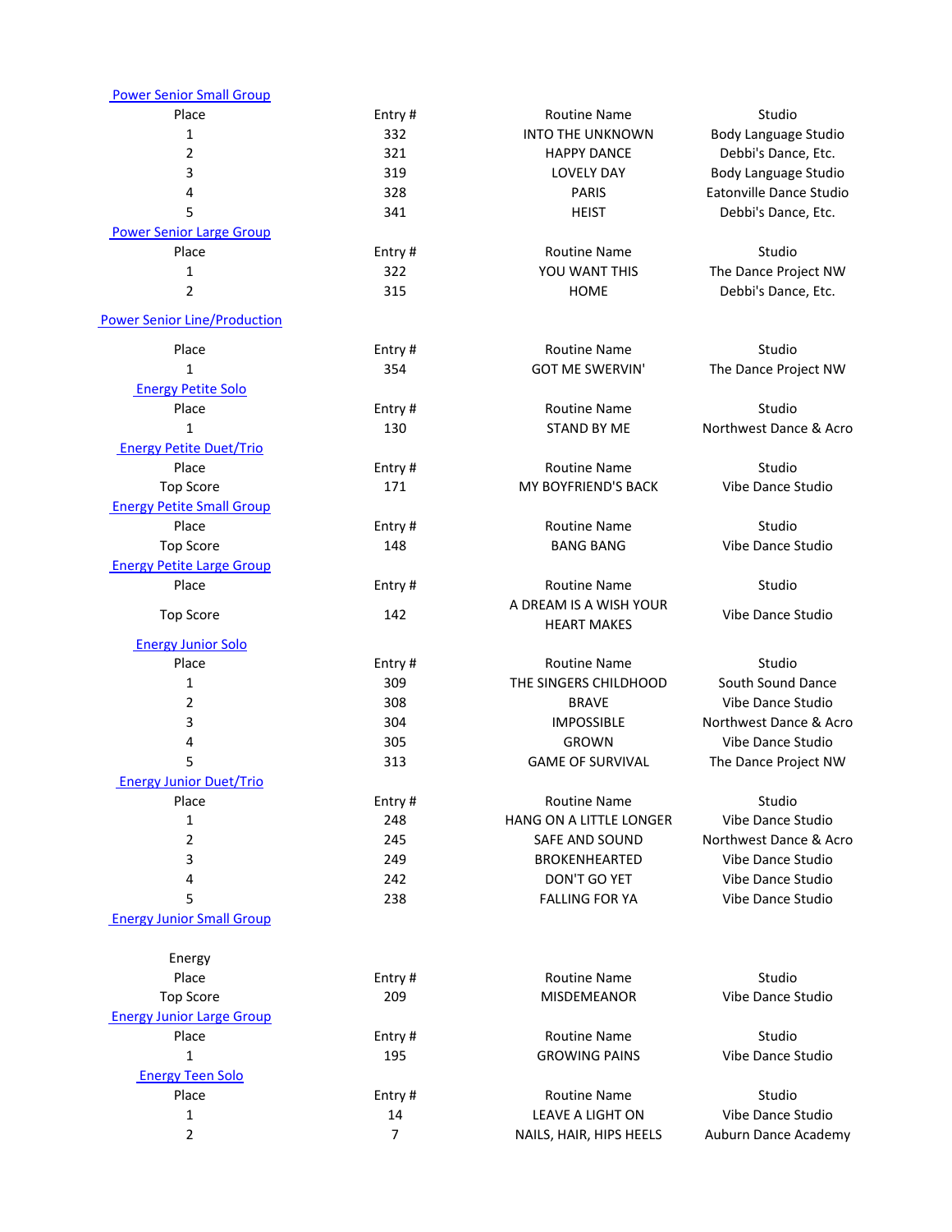### Power Senior Small Group

| Place | Entry # | Routine Name | Studio |
|---|---|---|---|
| 1 | 332 | INTO THE UNKNOWN | Body Language Studio |
| 2 | 321 | HAPPY DANCE | Debbi's Dance, Etc. |
| 3 | 319 | LOVELY DAY | Body Language Studio |
| 4 | 328 | PARIS | Eatonville Dance Studio |
| 5 | 341 | HEIST | Debbi's Dance, Etc. |

### Power Senior Large Group

| Place | Entry # | Routine Name | Studio |
|---|---|---|---|
| 1 | 322 | YOU WANT THIS | The Dance Project NW |
| 2 | 315 | HOME | Debbi's Dance, Etc. |

### Power Senior Line/Production

| Place | Entry # | Routine Name | Studio |
|---|---|---|---|
| 1 | 354 | GOT ME SWERVIN' | The Dance Project NW |

### Energy Petite Solo

| Place | Entry # | Routine Name | Studio |
|---|---|---|---|
| 1 | 130 | STAND BY ME | Northwest Dance & Acro |

### Energy Petite Duet/Trio

| Place | Entry # | Routine Name | Studio |
|---|---|---|---|
| Top Score | 171 | MY BOYFRIEND'S BACK | Vibe Dance Studio |

### Energy Petite Small Group

| Place | Entry # | Routine Name | Studio |
|---|---|---|---|
| Top Score | 148 | BANG BANG | Vibe Dance Studio |

### Energy Petite Large Group

| Place | Entry # | Routine Name | Studio |
|---|---|---|---|
| Top Score | 142 | A DREAM IS A WISH YOUR HEART MAKES | Vibe Dance Studio |

### Energy Junior Solo

| Place | Entry # | Routine Name | Studio |
|---|---|---|---|
| 1 | 309 | THE SINGERS CHILDHOOD | South Sound Dance |
| 2 | 308 | BRAVE | Vibe Dance Studio |
| 3 | 304 | IMPOSSIBLE | Northwest Dance & Acro |
| 4 | 305 | GROWN | Vibe Dance Studio |
| 5 | 313 | GAME OF SURVIVAL | The Dance Project NW |

### Energy Junior Duet/Trio

| Place | Entry # | Routine Name | Studio |
|---|---|---|---|
| 1 | 248 | HANG ON A LITTLE LONGER | Vibe Dance Studio |
| 2 | 245 | SAFE AND SOUND | Northwest Dance & Acro |
| 3 | 249 | BROKENHEARTED | Vibe Dance Studio |
| 4 | 242 | DON'T GO YET | Vibe Dance Studio |
| 5 | 238 | FALLING FOR YA | Vibe Dance Studio |

### Energy Junior Small Group

Energy

| Place | Entry # | Routine Name | Studio |
|---|---|---|---|
| Top Score | 209 | MISDEMEANOR | Vibe Dance Studio |

### Energy Junior Large Group

| Place | Entry # | Routine Name | Studio |
|---|---|---|---|
| 1 | 195 | GROWING PAINS | Vibe Dance Studio |

### Energy Teen Solo

| Place | Entry # | Routine Name | Studio |
|---|---|---|---|
| 1 | 14 | LEAVE A LIGHT ON | Vibe Dance Studio |
| 2 | 7 | NAILS, HAIR, HIPS HEELS | Auburn Dance Academy |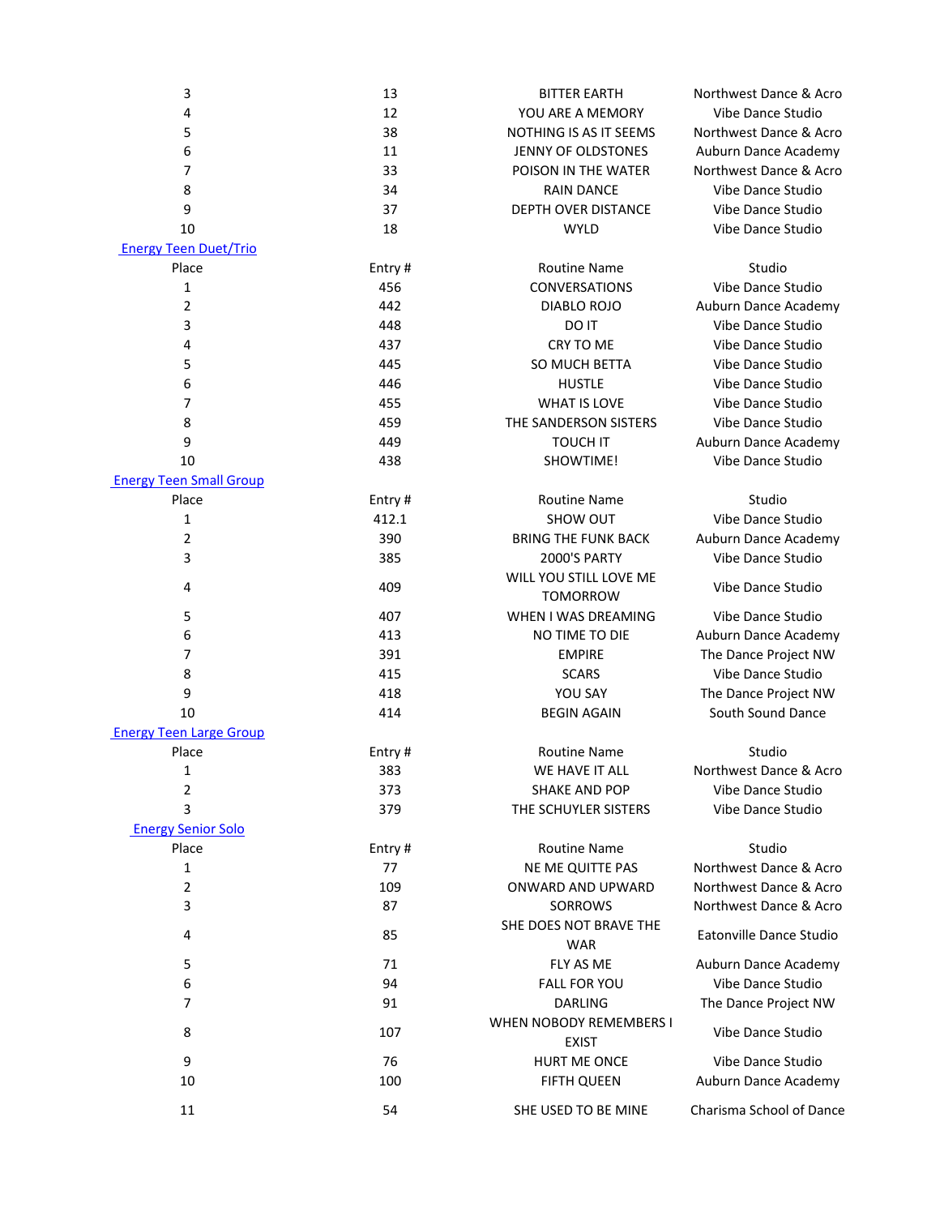| Place | Entry # | Routine Name | Studio |
|---|---|---|---|
| 3 | 13 | BITTER EARTH | Northwest Dance & Acro |
| 4 | 12 | YOU ARE A MEMORY | Vibe Dance Studio |
| 5 | 38 | NOTHING IS AS IT SEEMS | Northwest Dance & Acro |
| 6 | 11 | JENNY OF OLDSTONES | Auburn Dance Academy |
| 7 | 33 | POISON IN THE WATER | Northwest Dance & Acro |
| 8 | 34 | RAIN DANCE | Vibe Dance Studio |
| 9 | 37 | DEPTH OVER DISTANCE | Vibe Dance Studio |
| 10 | 18 | WYLD | Vibe Dance Studio |

### Energy Teen Duet/Trio

| Place | Entry # | Routine Name | Studio |
|---|---|---|---|
| 1 | 456 | CONVERSATIONS | Vibe Dance Studio |
| 2 | 442 | DIABLO ROJO | Auburn Dance Academy |
| 3 | 448 | DO IT | Vibe Dance Studio |
| 4 | 437 | CRY TO ME | Vibe Dance Studio |
| 5 | 445 | SO MUCH BETTA | Vibe Dance Studio |
| 6 | 446 | HUSTLE | Vibe Dance Studio |
| 7 | 455 | WHAT IS LOVE | Vibe Dance Studio |
| 8 | 459 | THE SANDERSON SISTERS | Vibe Dance Studio |
| 9 | 449 | TOUCH IT | Auburn Dance Academy |
| 10 | 438 | SHOWTIME! | Vibe Dance Studio |

### Energy Teen Small Group

| Place | Entry # | Routine Name | Studio |
|---|---|---|---|
| 1 | 412.1 | SHOW OUT | Vibe Dance Studio |
| 2 | 390 | BRING THE FUNK BACK | Auburn Dance Academy |
| 3 | 385 | 2000'S PARTY | Vibe Dance Studio |
| 4 | 409 | WILL YOU STILL LOVE ME TOMORROW | Vibe Dance Studio |
| 5 | 407 | WHEN I WAS DREAMING | Vibe Dance Studio |
| 6 | 413 | NO TIME TO DIE | Auburn Dance Academy |
| 7 | 391 | EMPIRE | The Dance Project NW |
| 8 | 415 | SCARS | Vibe Dance Studio |
| 9 | 418 | YOU SAY | The Dance Project NW |
| 10 | 414 | BEGIN AGAIN | South Sound Dance |

### Energy Teen Large Group

| Place | Entry # | Routine Name | Studio |
|---|---|---|---|
| 1 | 383 | WE HAVE IT ALL | Northwest Dance & Acro |
| 2 | 373 | SHAKE AND POP | Vibe Dance Studio |
| 3 | 379 | THE SCHUYLER SISTERS | Vibe Dance Studio |

### Energy Senior Solo

| Place | Entry # | Routine Name | Studio |
|---|---|---|---|
| 1 | 77 | NE ME QUITTE PAS | Northwest Dance & Acro |
| 2 | 109 | ONWARD AND UPWARD | Northwest Dance & Acro |
| 3 | 87 | SORROWS | Northwest Dance & Acro |
| 4 | 85 | SHE DOES NOT BRAVE THE WAR | Eatonville Dance Studio |
| 5 | 71 | FLY AS ME | Auburn Dance Academy |
| 6 | 94 | FALL FOR YOU | Vibe Dance Studio |
| 7 | 91 | DARLING | The Dance Project NW |
| 8 | 107 | WHEN NOBODY REMEMBERS I EXIST | Vibe Dance Studio |
| 9 | 76 | HURT ME ONCE | Vibe Dance Studio |
| 10 | 100 | FIFTH QUEEN | Auburn Dance Academy |
| 11 | 54 | SHE USED TO BE MINE | Charisma School of Dance |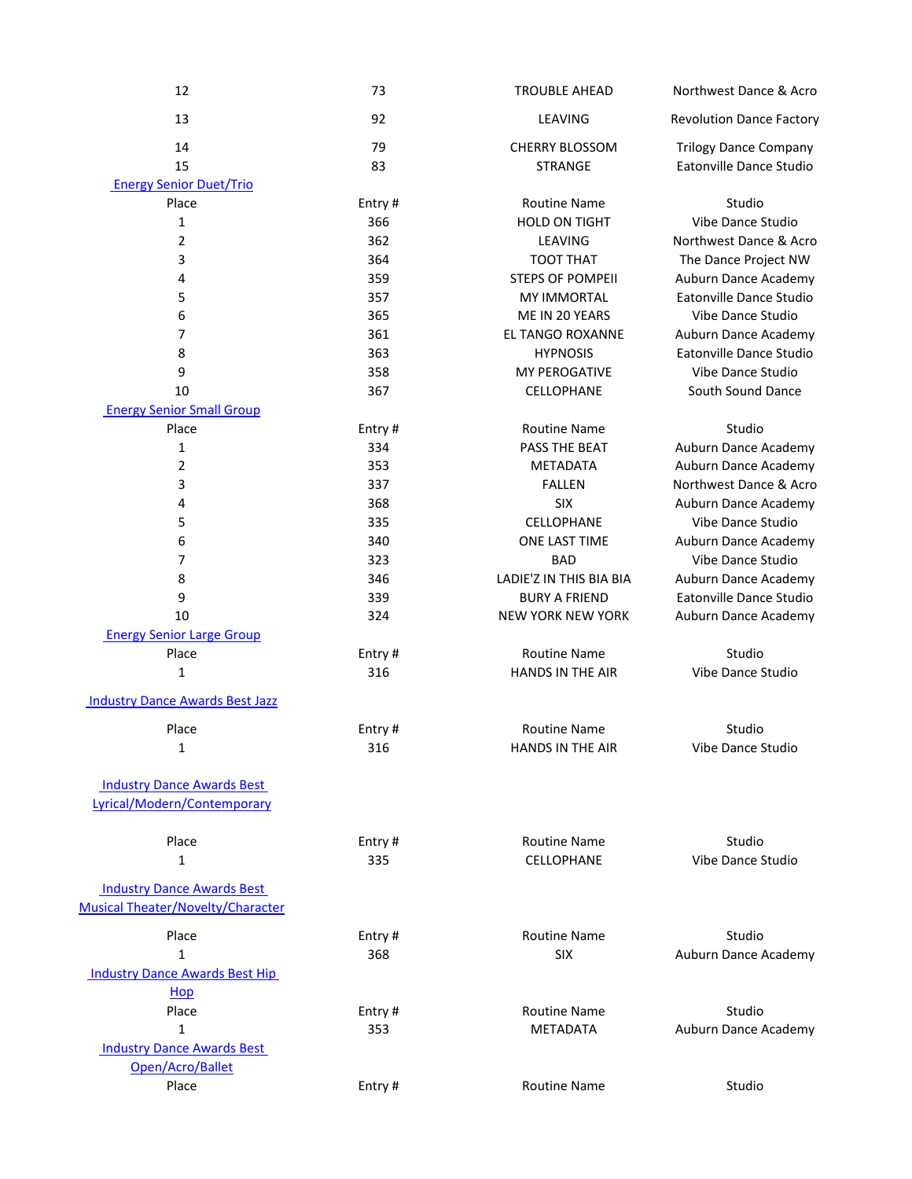| Place | Entry # | Routine Name | Studio |
|---|---|---|---|
| 12 | 73 | TROUBLE AHEAD | Northwest Dance & Acro |
| 13 | 92 | LEAVING | Revolution Dance Factory |
| 14 | 79 | CHERRY BLOSSOM | Trilogy Dance Company |
| 15 | 83 | STRANGE | Eatonville Dance Studio |

### Energy Senior Duet/Trio

| Place | Entry # | Routine Name | Studio |
|---|---|---|---|
| 1 | 366 | HOLD ON TIGHT | Vibe Dance Studio |
| 2 | 362 | LEAVING | Northwest Dance & Acro |
| 3 | 364 | TOOT THAT | The Dance Project NW |
| 4 | 359 | STEPS OF POMPEII | Auburn Dance Academy |
| 5 | 357 | MY IMMORTAL | Eatonville Dance Studio |
| 6 | 365 | ME IN 20 YEARS | Vibe Dance Studio |
| 7 | 361 | EL TANGO ROXANNE | Auburn Dance Academy |
| 8 | 363 | HYPNOSIS | Eatonville Dance Studio |
| 9 | 358 | MY PEROGATIVE | Vibe Dance Studio |
| 10 | 367 | CELLOPHANE | South Sound Dance |

### Energy Senior Small Group

| Place | Entry # | Routine Name | Studio |
|---|---|---|---|
| 1 | 334 | PASS THE BEAT | Auburn Dance Academy |
| 2 | 353 | METADATA | Auburn Dance Academy |
| 3 | 337 | FALLEN | Northwest Dance & Acro |
| 4 | 368 | SIX | Auburn Dance Academy |
| 5 | 335 | CELLOPHANE | Vibe Dance Studio |
| 6 | 340 | ONE LAST TIME | Auburn Dance Academy |
| 7 | 323 | BAD | Vibe Dance Studio |
| 8 | 346 | LADIE'Z IN THIS BIA BIA | Auburn Dance Academy |
| 9 | 339 | BURY A FRIEND | Eatonville Dance Studio |
| 10 | 324 | NEW YORK NEW YORK | Auburn Dance Academy |

### Energy Senior Large Group

| Place | Entry # | Routine Name | Studio |
|---|---|---|---|
| 1 | 316 | HANDS IN THE AIR | Vibe Dance Studio |

### Industry Dance Awards Best Jazz

| Place | Entry # | Routine Name | Studio |
|---|---|---|---|
| 1 | 316 | HANDS IN THE AIR | Vibe Dance Studio |

### Industry Dance Awards Best Lyrical/Modern/Contemporary

| Place | Entry # | Routine Name | Studio |
|---|---|---|---|
| 1 | 335 | CELLOPHANE | Vibe Dance Studio |

### Industry Dance Awards Best Musical Theater/Novelty/Character

| Place | Entry # | Routine Name | Studio |
|---|---|---|---|
| 1 | 368 | SIX | Auburn Dance Academy |

### Industry Dance Awards Best Hip Hop

| Place | Entry # | Routine Name | Studio |
|---|---|---|---|
| 1 | 353 | METADATA | Auburn Dance Academy |

### Industry Dance Awards Best Open/Acro/Ballet

| Place | Entry # | Routine Name | Studio |
|---|---|---|---|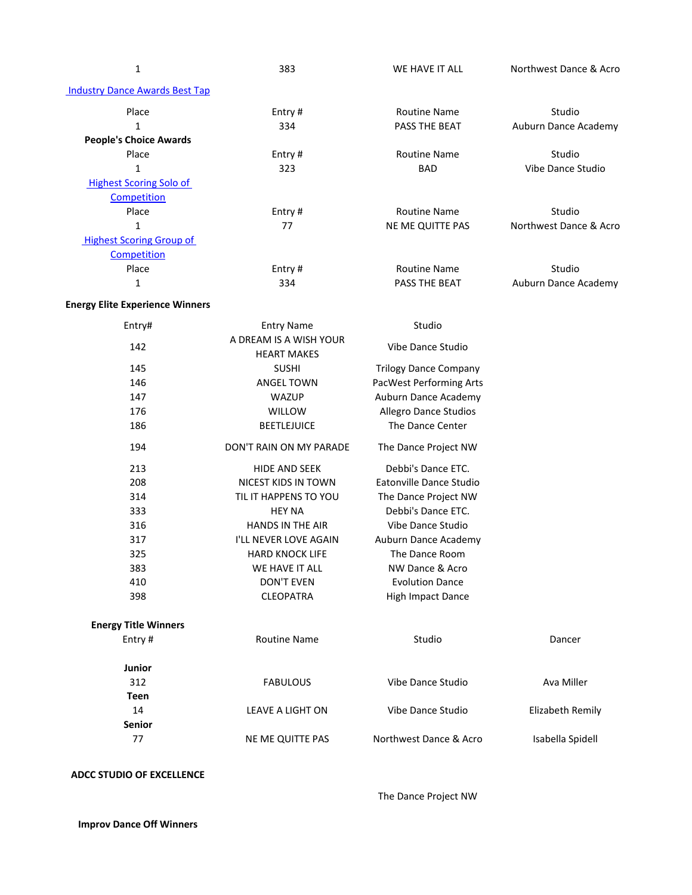| | | | |
|---|---|---|---|
| 1 | 383 | WE HAVE IT ALL | Northwest Dance & Acro |

**Industry Dance Awards Best Tap**

| Place | Entry # | Routine Name | Studio |
|---|---|---|---|
| 1 | 334 | PASS THE BEAT | Auburn Dance Academy |

**People's Choice Awards**

| Place | Entry # | Routine Name | Studio |
|---|---|---|---|
| 1 | 323 | BAD | Vibe Dance Studio |

**Highest Scoring Solo of Competition**

| Place | Entry # | Routine Name | Studio |
|---|---|---|---|
| 1 | 77 | NE ME QUITTE PAS | Northwest Dance & Acro |

**Highest Scoring Group of Competition**

| Place | Entry # | Routine Name | Studio |
|---|---|---|---|
| 1 | 334 | PASS THE BEAT | Auburn Dance Academy |

**Energy Elite Experience Winners**

| Entry# | Entry Name | Studio |
|---|---|---|
| 142 | A DREAM IS A WISH YOUR HEART MAKES | Vibe Dance Studio |
| 145 | SUSHI | Trilogy Dance Company |
| 146 | ANGEL TOWN | PacWest Performing Arts |
| 147 | WAZUP | Auburn Dance Academy |
| 176 | WILLOW | Allegro Dance Studios |
| 186 | BEETLEJUICE | The Dance Center |
| 194 | DON'T RAIN ON MY PARADE | The Dance Project NW |
| 213 | HIDE AND SEEK | Debbi's Dance ETC. |
| 208 | NICEST KIDS IN TOWN | Eatonville Dance Studio |
| 314 | TIL IT HAPPENS TO YOU | The Dance Project NW |
| 333 | HEY NA | Debbi's Dance ETC. |
| 316 | HANDS IN THE AIR | Vibe Dance Studio |
| 317 | I'LL NEVER LOVE AGAIN | Auburn Dance Academy |
| 325 | HARD KNOCK LIFE | The Dance Room |
| 383 | WE HAVE IT ALL | NW Dance & Acro |
| 410 | DON'T EVEN | Evolution Dance |
| 398 | CLEOPATRA | High Impact Dance |

**Energy Title Winners**

| Entry # | Routine Name | Studio | Dancer |
|---|---|---|---|
| **Junior** | | | |
| 312 | FABULOUS | Vibe Dance Studio | Ava Miller |
| **Teen** | | | |
| 14 | LEAVE A LIGHT ON | Vibe Dance Studio | Elizabeth Remily |
| **Senior** | | | |
| 77 | NE ME QUITTE PAS | Northwest Dance & Acro | Isabella Spidell |

**ADCC STUDIO OF EXCELLENCE**

The Dance Project NW

**Improv Dance Off Winners**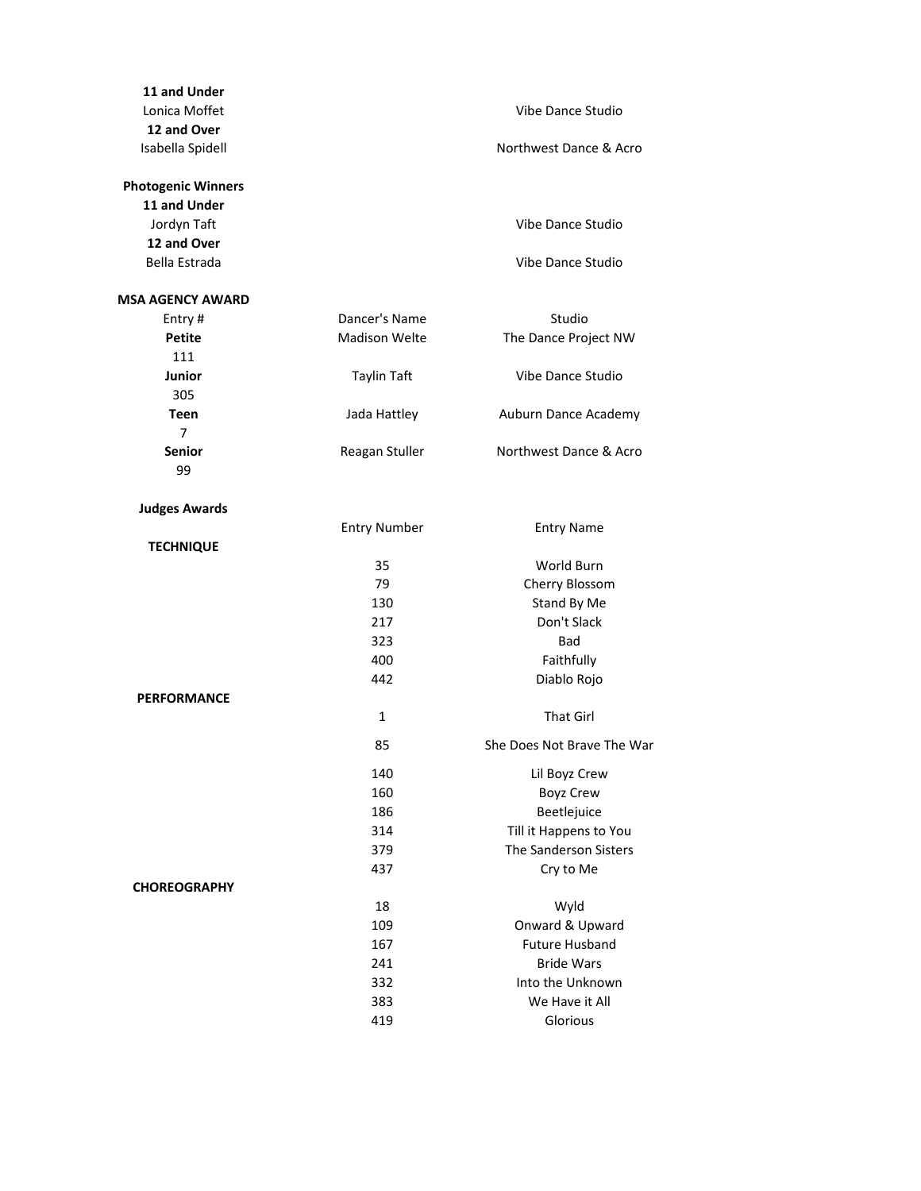**11 and Under**

| | |
|---|---|
| Lonica Moffet | Vibe Dance Studio |

**12 and Over**

| | |
|---|---|
| Isabella Spidell | Northwest Dance & Acro |

**Photogenic Winners**

**11 and Under**

| | |
|---|---|
| Jordyn Taft | Vibe Dance Studio |

**12 and Over**

| | |
|---|---|
| Bella Estrada | Vibe Dance Studio |

**MSA AGENCY AWARD**

| Entry # | Dancer's Name | Studio |
|---|---|---|
| **Petite** | Madison Welte | The Dance Project NW |
| 111 | | |
| **Junior** | Taylin Taft | Vibe Dance Studio |
| 305 | | |
| **Teen** | Jada Hattley | Auburn Dance Academy |
| 7 | | |
| **Senior** | Reagan Stuller | Northwest Dance & Acro |
| 99 | | |

**Judges Awards**

| | Entry Number | Entry Name |
|---|---|---|
| **TECHNIQUE** | | |
| | 35 | World Burn |
| | 79 | Cherry Blossom |
| | 130 | Stand By Me |
| | 217 | Don't Slack |
| | 323 | Bad |
| | 400 | Faithfully |
| | 442 | Diablo Rojo |
| **PERFORMANCE** | | |
| | 1 | That Girl |
| | 85 | She Does Not Brave The War |
| | 140 | Lil Boyz Crew |
| | 160 | Boyz Crew |
| | 186 | Beetlejuice |
| | 314 | Till it Happens to You |
| | 379 | The Sanderson Sisters |
| | 437 | Cry to Me |
| **CHOREOGRAPHY** | | |
| | 18 | Wyld |
| | 109 | Onward & Upward |
| | 167 | Future Husband |
| | 241 | Bride Wars |
| | 332 | Into the Unknown |
| | 383 | We Have it All |
| | 419 | Glorious |